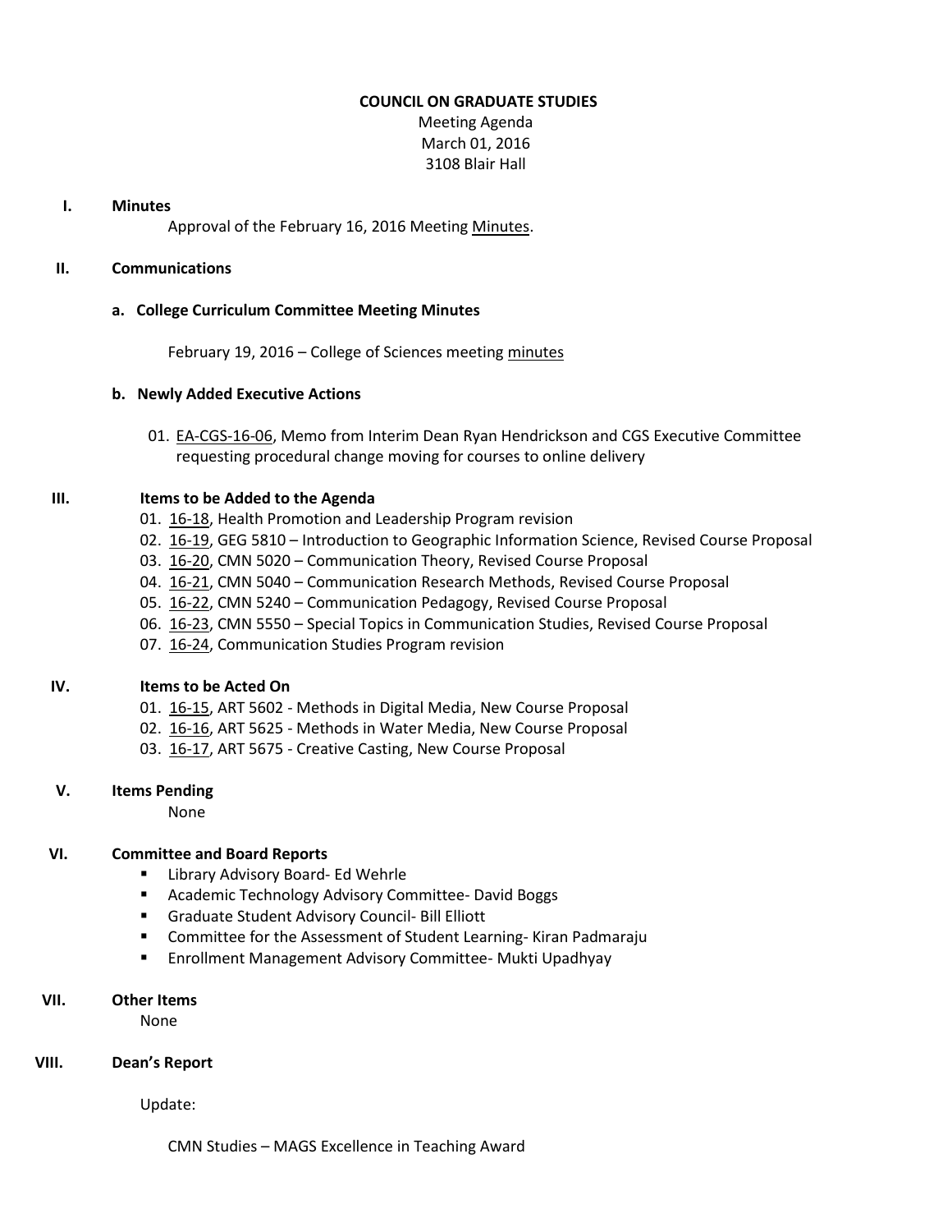# COUNCIL ON GRADUATE STUDIES

Meeting Agenda
March 01, 2016
3108 Blair Hall

## I. Minutes

Approval of the February 16, 2016 Meeting Minutes.

## II. Communications

### a. College Curriculum Committee Meeting Minutes

February 19, 2016 – College of Sciences meeting minutes

### b. Newly Added Executive Actions

01. EA-CGS-16-06, Memo from Interim Dean Ryan Hendrickson and CGS Executive Committee requesting procedural change moving for courses to online delivery

## III. Items to be Added to the Agenda

01. 16-18, Health Promotion and Leadership Program revision
02. 16-19, GEG 5810 – Introduction to Geographic Information Science, Revised Course Proposal
03. 16-20, CMN 5020 – Communication Theory, Revised Course Proposal
04. 16-21, CMN 5040 – Communication Research Methods, Revised Course Proposal
05. 16-22, CMN 5240 – Communication Pedagogy, Revised Course Proposal
06. 16-23, CMN 5550 – Special Topics in Communication Studies, Revised Course Proposal
07. 16-24, Communication Studies Program revision

## IV. Items to be Acted On

01. 16-15, ART 5602 - Methods in Digital Media, New Course Proposal
02. 16-16, ART 5625 - Methods in Water Media, New Course Proposal
03. 16-17, ART 5675 - Creative Casting, New Course Proposal

## V. Items Pending

None

## VI. Committee and Board Reports

- Library Advisory Board- Ed Wehrle
- Academic Technology Advisory Committee- David Boggs
- Graduate Student Advisory Council- Bill Elliott
- Committee for the Assessment of Student Learning- Kiran Padmaraju
- Enrollment Management Advisory Committee- Mukti Upadhyay

## VII. Other Items

None

## VIII. Dean's Report

Update:

CMN Studies – MAGS Excellence in Teaching Award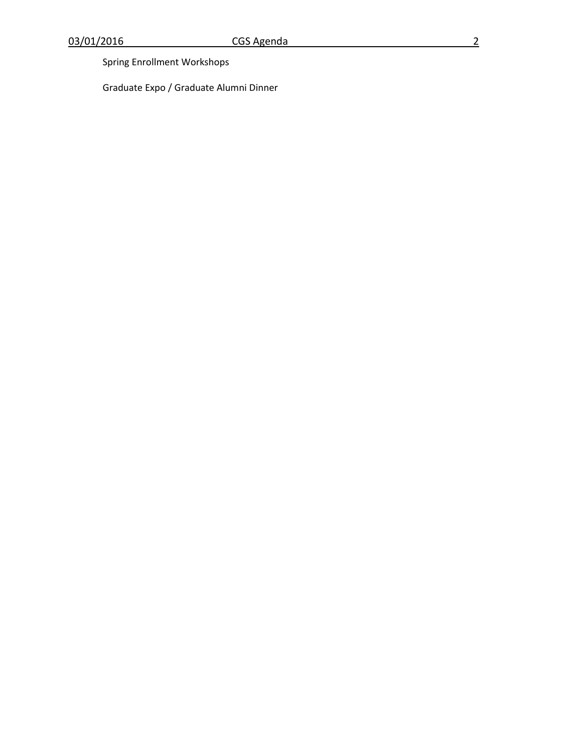Spring Enrollment Workshops

Graduate Expo / Graduate Alumni Dinner